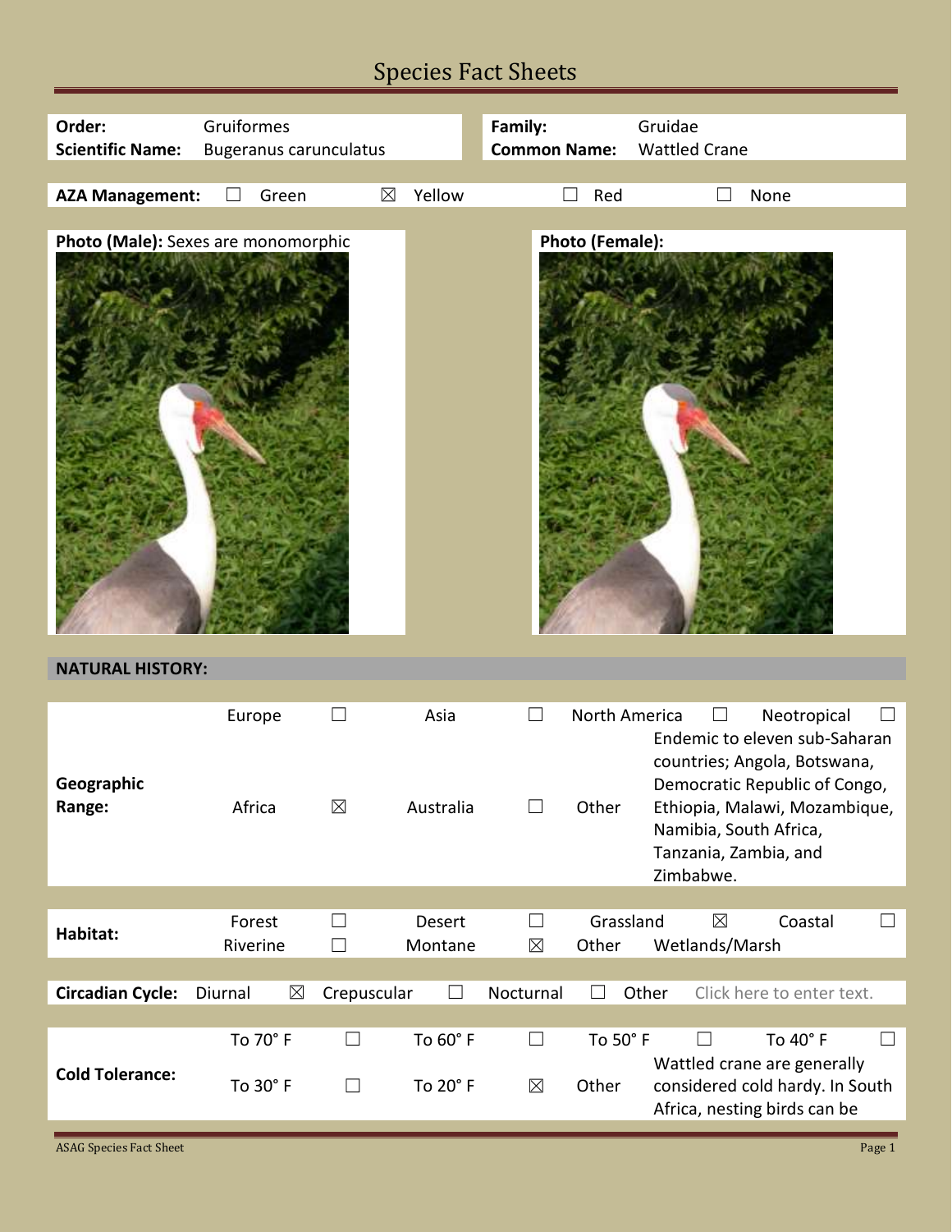# Species Fact Sheets

| | | | |
|---|---|---|---|
| **Order:** | Gruiformes | **Family:** | Gruidae |
| **Scientific Name:** | Bugeranus carunculatus | **Common Name:** | Wattled Crane |

**AZA Management:** ☐ Green ☒ Yellow ☐ Red ☐ None

**Photo (Male):** Sexes are monomorphic

**Photo (Female):**

## NATURAL HISTORY:

| | | | | | | | | |
|---|---|---|---|---|---|---|---|---|
| **Geographic Range:** | Europe | ☐ | Asia | ☐ | North America | ☐ | Neotropical | ☐ |
| | Africa | ☒ | Australia | ☐ | Other | Endemic to eleven sub-Saharan countries; Angola, Botswana, Democratic Republic of Congo, Ethiopia, Malawi, Mozambique, Namibia, South Africa, Tanzania, Zambia, and Zimbabwe. | | |

| | | | | | | | | |
|---|---|---|---|---|---|---|---|---|
| **Habitat:** | Forest | ☐ | Desert | ☐ | Grassland | ☒ | Coastal | ☐ |
| | Riverine | ☐ | Montane | ☒ | Other | Wetlands/Marsh | | |

| | | | | | | | | |
|---|---|---|---|---|---|---|---|---|
| **Circadian Cycle:** | Diurnal | ☒ | Crepuscular | ☐ | Nocturnal | ☐ | Other | Click here to enter text. |

| | | | | | | | | |
|---|---|---|---|---|---|---|---|---|
| **Cold Tolerance:** | To 70° F | ☐ | To 60° F | ☐ | To 50° F | ☐ | To 40° F | ☐ |
| | To 30° F | ☐ | To 20° F | ☒ | Other | Wattled crane are generally considered cold hardy. In South Africa, nesting birds can be | | |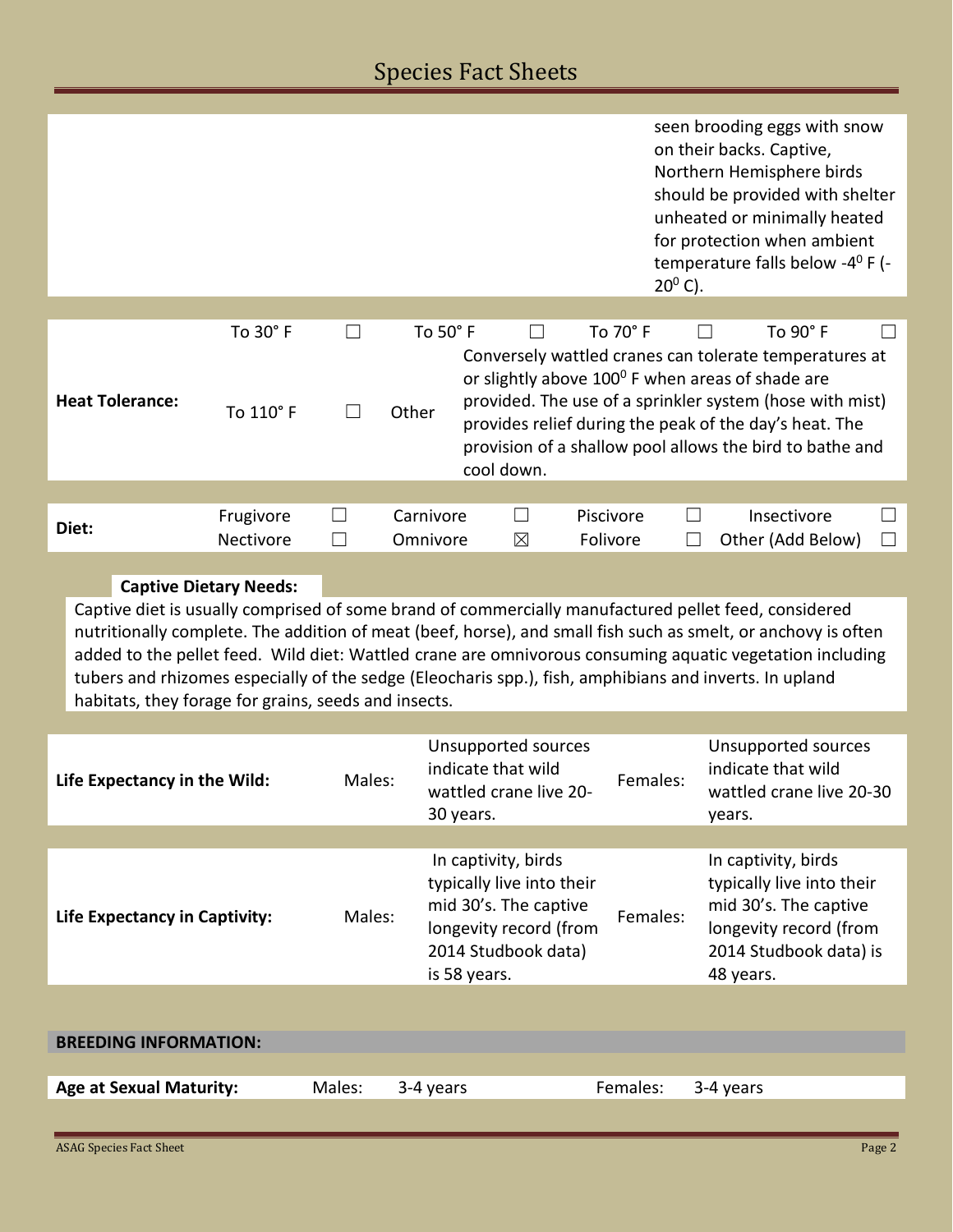| | |
|---|---|
| | seen brooding eggs with snow on their backs. Captive, Northern Hemisphere birds should be provided with shelter unheated or minimally heated for protection when ambient temperature falls below -4$^0$ F (-20$^0$ C). |

| **Heat Tolerance:** | To 30˚ F | ☐ | To 50˚ F | ☐ | To 70˚ F | ☐ | To 90˚ F | ☐ |
|---|---|---|---|---|---|---|---|---|
| | To 110˚ F | ☐ | Other | Conversely wattled cranes can tolerate temperatures at or slightly above 100$^0$ F when areas of shade are provided. The use of a sprinkler system (hose with mist) provides relief during the peak of the day's heat. The provision of a shallow pool allows the bird to bathe and cool down. | | | | |

| **Diet:** | Frugivore | ☐ | Carnivore | ☐ | Piscivore | ☐ | Insectivore | ☐ |
|---|---|---|---|---|---|---|---|---|
| | Nectivore | ☐ | Omnivore | ☒ | Folivore | ☐ | Other (Add Below) | ☐ |

**Captive Dietary Needs:**

Captive diet is usually comprised of some brand of commercially manufactured pellet feed, considered nutritionally complete. The addition of meat (beef, horse), and small fish such as smelt, or anchovy is often added to the pellet feed. Wild diet: Wattled crane are omnivorous consuming aquatic vegetation including tubers and rhizomes especially of the sedge (Eleocharis spp.), fish, amphibians and inverts. In upland habitats, they forage for grains, seeds and insects.

| **Life Expectancy in the Wild:** | Males: | Unsupported sources indicate that wild wattled crane live 20-30 years. | Females: | Unsupported sources indicate that wild wattled crane live 20-30 years. |
|---|---|---|---|---|

| **Life Expectancy in Captivity:** | Males: | In captivity, birds typically live into their mid 30's. The captive longevity record (from 2014 Studbook data) is 58 years. | Females: | In captivity, birds typically live into their mid 30's. The captive longevity record (from 2014 Studbook data) is 48 years. |
|---|---|---|---|---|

## BREEDING INFORMATION:

| **Age at Sexual Maturity:** | Males: | 3-4 years | Females: | 3-4 years |
|---|---|---|---|---|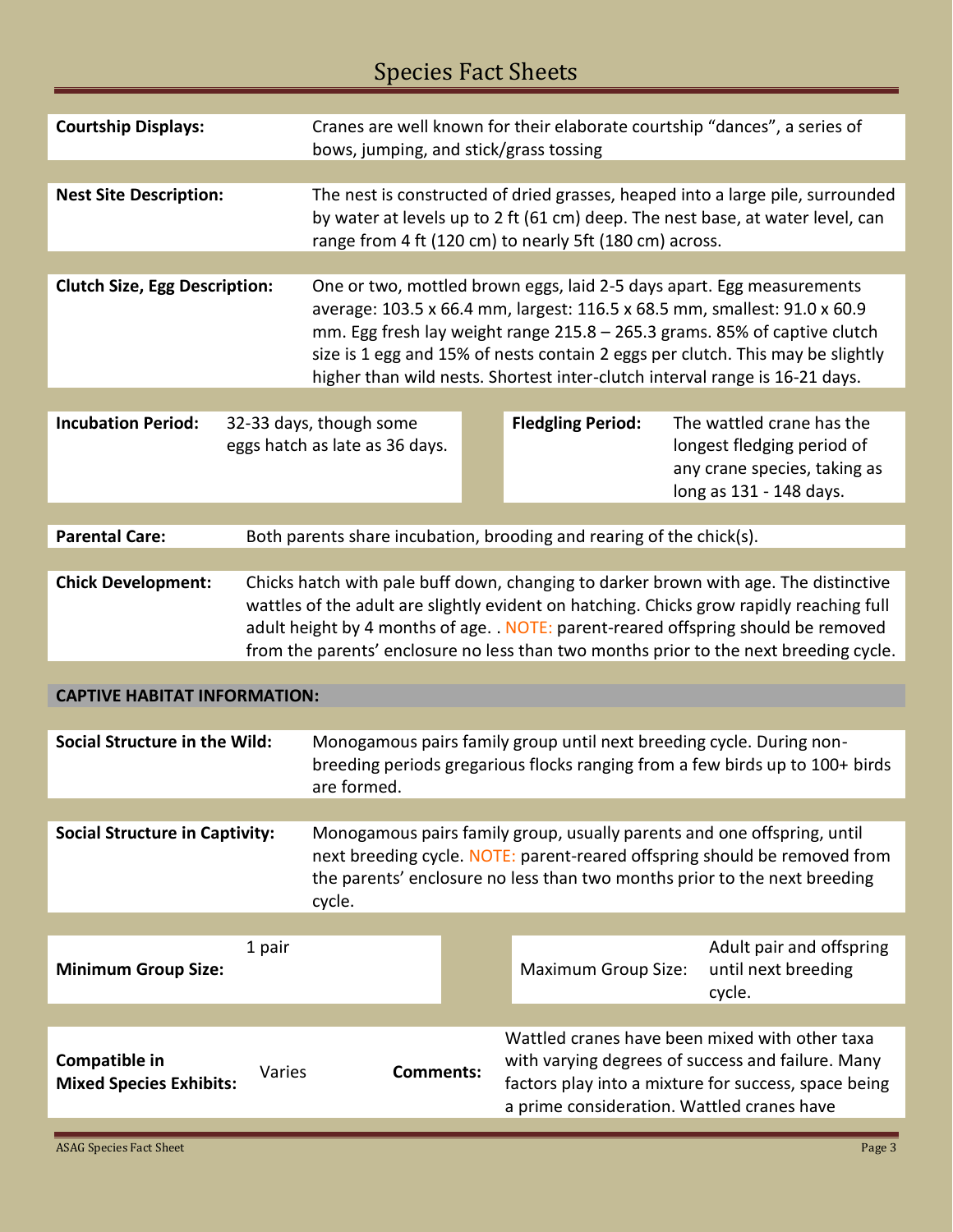**Courtship Displays:** Cranes are well known for their elaborate courtship "dances", a series of bows, jumping, and stick/grass tossing

**Nest Site Description:** The nest is constructed of dried grasses, heaped into a large pile, surrounded by water at levels up to 2 ft (61 cm) deep. The nest base, at water level, can range from 4 ft (120 cm) to nearly 5ft (180 cm) across.

**Clutch Size, Egg Description:** One or two, mottled brown eggs, laid 2-5 days apart. Egg measurements average: 103.5 x 66.4 mm, largest: 116.5 x 68.5 mm, smallest: 91.0 x 60.9 mm. Egg fresh lay weight range 215.8 – 265.3 grams. 85% of captive clutch size is 1 egg and 15% of nests contain 2 eggs per clutch. This may be slightly higher than wild nests. Shortest inter-clutch interval range is 16-21 days.

**Incubation Period:** 32-33 days, though some eggs hatch as late as 36 days.

**Fledgling Period:** The wattled crane has the longest fledging period of any crane species, taking as long as 131 - 148 days.

**Parental Care:** Both parents share incubation, brooding and rearing of the chick(s).

**Chick Development:** Chicks hatch with pale buff down, changing to darker brown with age. The distinctive wattles of the adult are slightly evident on hatching. Chicks grow rapidly reaching full adult height by 4 months of age. . NOTE: parent-reared offspring should be removed from the parents' enclosure no less than two months prior to the next breeding cycle.

## CAPTIVE HABITAT INFORMATION:

**Social Structure in the Wild:** Monogamous pairs family group until next breeding cycle. During non-breeding periods gregarious flocks ranging from a few birds up to 100+ birds are formed.

**Social Structure in Captivity:** Monogamous pairs family group, usually parents and one offspring, until next breeding cycle. NOTE: parent-reared offspring should be removed from the parents' enclosure no less than two months prior to the next breeding cycle.

**Minimum Group Size:** 1 pair

Maximum Group Size: Adult pair and offspring until next breeding cycle.

**Compatible in Mixed Species Exhibits:** Varies

**Comments:** Wattled cranes have been mixed with other taxa with varying degrees of success and failure. Many factors play into a mixture for success, space being a prime consideration. Wattled cranes have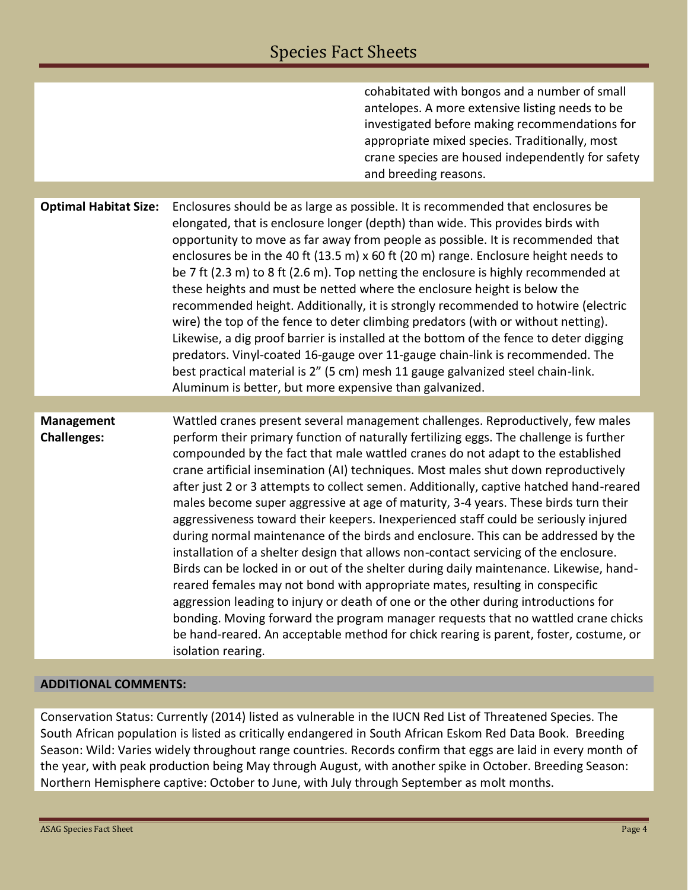| | |
|---|---|
| | cohabitated with bongos and a number of small antelopes. A more extensive listing needs to be investigated before making recommendations for appropriate mixed species. Traditionally, most crane species are housed independently for safety and breeding reasons. |

| | |
|---|---|
| **Optimal Habitat Size:** | Enclosures should be as large as possible. It is recommended that enclosures be elongated, that is enclosure longer (depth) than wide. This provides birds with opportunity to move as far away from people as possible. It is recommended that enclosures be in the 40 ft (13.5 m) x 60 ft (20 m) range. Enclosure height needs to be 7 ft (2.3 m) to 8 ft (2.6 m). Top netting the enclosure is highly recommended at these heights and must be netted where the enclosure height is below the recommended height. Additionally, it is strongly recommended to hotwire (electric wire) the top of the fence to deter climbing predators (with or without netting). Likewise, a dig proof barrier is installed at the bottom of the fence to deter digging predators. Vinyl-coated 16-gauge over 11-gauge chain-link is recommended. The best practical material is 2" (5 cm) mesh 11 gauge galvanized steel chain-link. Aluminum is better, but more expensive than galvanized. |

| | |
|---|---|
| **Management Challenges:** | Wattled cranes present several management challenges. Reproductively, few males perform their primary function of naturally fertilizing eggs. The challenge is further compounded by the fact that male wattled cranes do not adapt to the established crane artificial insemination (AI) techniques. Most males shut down reproductively after just 2 or 3 attempts to collect semen. Additionally, captive hatched hand-reared males become super aggressive at age of maturity, 3-4 years. These birds turn their aggressiveness toward their keepers. Inexperienced staff could be seriously injured during normal maintenance of the birds and enclosure. This can be addressed by the installation of a shelter design that allows non-contact servicing of the enclosure. Birds can be locked in or out of the shelter during daily maintenance. Likewise, hand-reared females may not bond with appropriate mates, resulting in conspecific aggression leading to injury or death of one or the other during introductions for bonding. Moving forward the program manager requests that no wattled crane chicks be hand-reared. An acceptable method for chick rearing is parent, foster, costume, or isolation rearing. |

## ADDITIONAL COMMENTS:

Conservation Status: Currently (2014) listed as vulnerable in the IUCN Red List of Threatened Species. The South African population is listed as critically endangered in South African Eskom Red Data Book. Breeding Season: Wild: Varies widely throughout range countries. Records confirm that eggs are laid in every month of the year, with peak production being May through August, with another spike in October. Breeding Season: Northern Hemisphere captive: October to June, with July through September as molt months.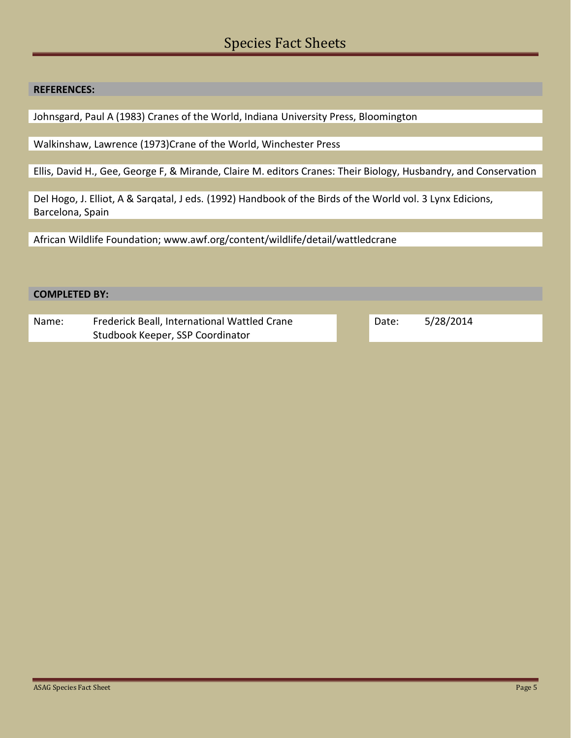## REFERENCES:

Johnsgard, Paul A (1983) Cranes of the World, Indiana University Press, Bloomington

Walkinshaw, Lawrence (1973)Crane of the World, Winchester Press

Ellis, David H., Gee, George F, & Mirande, Claire M. editors Cranes: Their Biology, Husbandry, and Conservation

Del Hogo, J. Elliot, A & Sarqatal, J eds. (1992) Handbook of the Birds of the World vol. 3 Lynx Edicions, Barcelona, Spain

African Wildlife Foundation; www.awf.org/content/wildlife/detail/wattledcrane

## COMPLETED BY:

| | | | |
|---|---|---|---|
| Name: | Frederick Beall, International Wattled Crane Studbook Keeper, SSP Coordinator | Date: | 5/28/2014 |